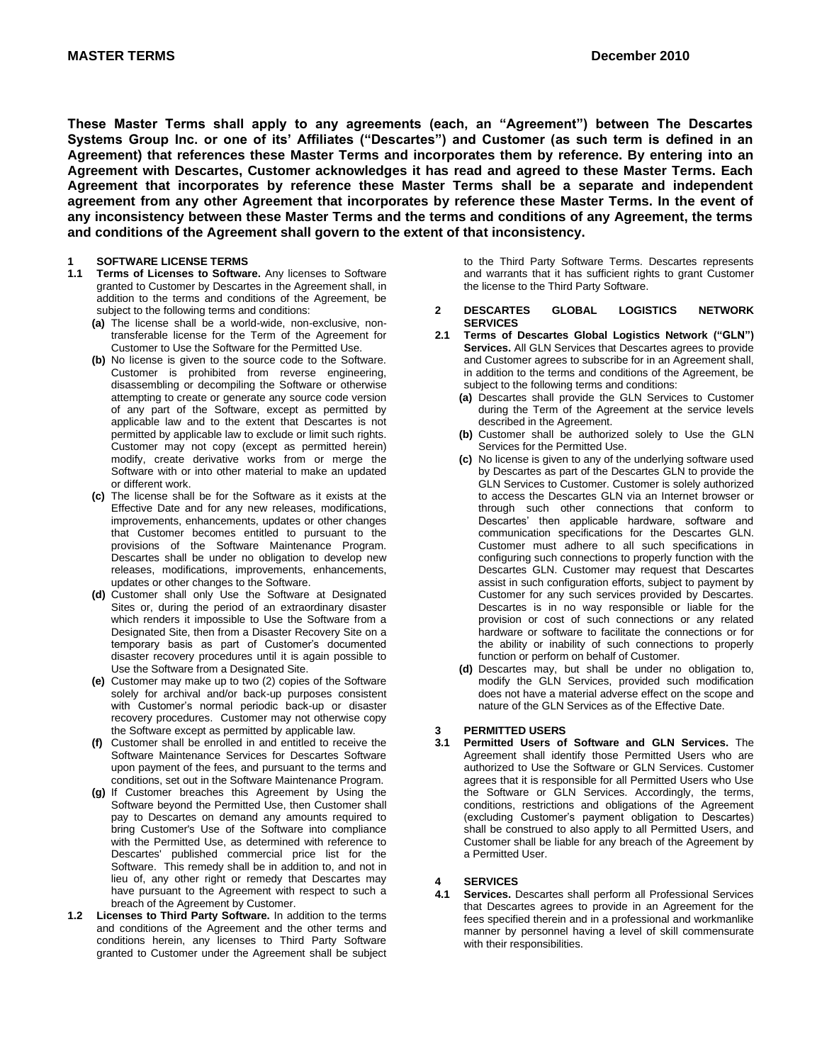**MASTER TERMS** **December 2010**

**These Master Terms shall apply to any agreements (each, an "Agreement") between The Descartes Systems Group Inc. or one of its' Affiliates ("Descartes") and Customer (as such term is defined in an Agreement) that references these Master Terms and incorporates them by reference. By entering into an Agreement with Descartes, Customer acknowledges it has read and agreed to these Master Terms. Each Agreement that incorporates by reference these Master Terms shall be a separate and independent agreement from any other Agreement that incorporates by reference these Master Terms. In the event of any inconsistency between these Master Terms and the terms and conditions of any Agreement, the terms and conditions of the Agreement shall govern to the extent of that inconsistency.**

## 1 SOFTWARE LICENSE TERMS

**1.1 Terms of Licenses to Software.** Any licenses to Software granted to Customer by Descartes in the Agreement shall, in addition to the terms and conditions of the Agreement, be subject to the following terms and conditions:

**(a)** The license shall be a world-wide, non-exclusive, non-transferable license for the Term of the Agreement for Customer to Use the Software for the Permitted Use.

**(b)** No license is given to the source code to the Software. Customer is prohibited from reverse engineering, disassembling or decompiling the Software or otherwise attempting to create or generate any source code version of any part of the Software, except as permitted by applicable law and to the extent that Descartes is not permitted by applicable law to exclude or limit such rights. Customer may not copy (except as permitted herein) modify, create derivative works from or merge the Software with or into other material to make an updated or different work.

**(c)** The license shall be for the Software as it exists at the Effective Date and for any new releases, modifications, improvements, enhancements, updates or other changes that Customer becomes entitled to pursuant to the provisions of the Software Maintenance Program. Descartes shall be under no obligation to develop new releases, modifications, improvements, enhancements, updates or other changes to the Software.

**(d)** Customer shall only Use the Software at Designated Sites or, during the period of an extraordinary disaster which renders it impossible to Use the Software from a Designated Site, then from a Disaster Recovery Site on a temporary basis as part of Customer's documented disaster recovery procedures until it is again possible to Use the Software from a Designated Site.

**(e)** Customer may make up to two (2) copies of the Software solely for archival and/or back-up purposes consistent with Customer's normal periodic back-up or disaster recovery procedures. Customer may not otherwise copy the Software except as permitted by applicable law.

**(f)** Customer shall be enrolled in and entitled to receive the Software Maintenance Services for Descartes Software upon payment of the fees, and pursuant to the terms and conditions, set out in the Software Maintenance Program.

**(g)** If Customer breaches this Agreement by Using the Software beyond the Permitted Use, then Customer shall pay to Descartes on demand any amounts required to bring Customer's Use of the Software into compliance with the Permitted Use, as determined with reference to Descartes' published commercial price list for the Software. This remedy shall be in addition to, and not in lieu of, any other right or remedy that Descartes may have pursuant to the Agreement with respect to such a breach of the Agreement by Customer.

**1.2 Licenses to Third Party Software.** In addition to the terms and conditions of the Agreement and the other terms and conditions herein, any licenses to Third Party Software granted to Customer under the Agreement shall be subject to the Third Party Software Terms. Descartes represents and warrants that it has sufficient rights to grant Customer the license to the Third Party Software.

## 2 DESCARTES GLOBAL LOGISTICS NETWORK SERVICES

**2.1 Terms of Descartes Global Logistics Network ("GLN") Services.** All GLN Services that Descartes agrees to provide and Customer agrees to subscribe for in an Agreement shall, in addition to the terms and conditions of the Agreement, be subject to the following terms and conditions:

**(a)** Descartes shall provide the GLN Services to Customer during the Term of the Agreement at the service levels described in the Agreement.

**(b)** Customer shall be authorized solely to Use the GLN Services for the Permitted Use.

**(c)** No license is given to any of the underlying software used by Descartes as part of the Descartes GLN to provide the GLN Services to Customer. Customer is solely authorized to access the Descartes GLN via an Internet browser or through such other connections that conform to Descartes' then applicable hardware, software and communication specifications for the Descartes GLN. Customer must adhere to all such specifications in configuring such connections to properly function with the Descartes GLN. Customer may request that Descartes assist in such configuration efforts, subject to payment by Customer for any such services provided by Descartes. Descartes is in no way responsible or liable for the provision or cost of such connections or any related hardware or software to facilitate the connections or for the ability or inability of such connections to properly function or perform on behalf of Customer.

**(d)** Descartes may, but shall be under no obligation to, modify the GLN Services, provided such modification does not have a material adverse effect on the scope and nature of the GLN Services as of the Effective Date.

## 3 PERMITTED USERS

**3.1 Permitted Users of Software and GLN Services.** The Agreement shall identify those Permitted Users who are authorized to Use the Software or GLN Services. Customer agrees that it is responsible for all Permitted Users who Use the Software or GLN Services. Accordingly, the terms, conditions, restrictions and obligations of the Agreement (excluding Customer's payment obligation to Descartes) shall be construed to also apply to all Permitted Users, and Customer shall be liable for any breach of the Agreement by a Permitted User.

## 4 SERVICES

**4.1 Services.** Descartes shall perform all Professional Services that Descartes agrees to provide in an Agreement for the fees specified therein and in a professional and workmanlike manner by personnel having a level of skill commensurate with their responsibilities.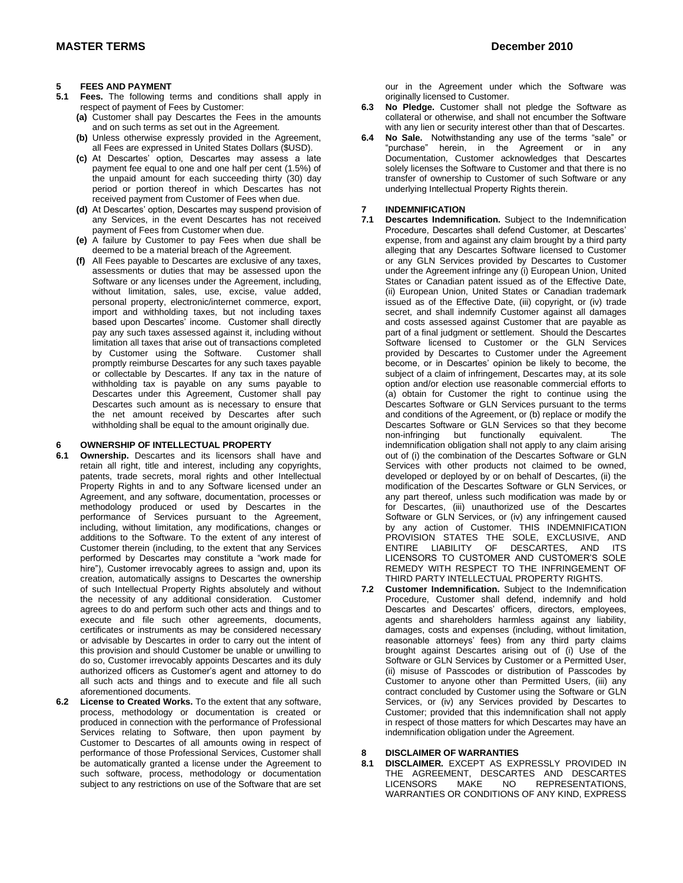## 5 FEES AND PAYMENT

**5.1 Fees.** The following terms and conditions shall apply in respect of payment of Fees by Customer:

**(a)** Customer shall pay Descartes the Fees in the amounts and on such terms as set out in the Agreement.

**(b)** Unless otherwise expressly provided in the Agreement, all Fees are expressed in United States Dollars ($USD).

**(c)** At Descartes' option, Descartes may assess a late payment fee equal to one and one half per cent (1.5%) of the unpaid amount for each succeeding thirty (30) day period or portion thereof in which Descartes has not received payment from Customer of Fees when due.

**(d)** At Descartes' option, Descartes may suspend provision of any Services, in the event Descartes has not received payment of Fees from Customer when due.

**(e)** A failure by Customer to pay Fees when due shall be deemed to be a material breach of the Agreement.

**(f)** All Fees payable to Descartes are exclusive of any taxes, assessments or duties that may be assessed upon the Software or any licenses under the Agreement, including, without limitation, sales, use, excise, value added, personal property, electronic/internet commerce, export, import and withholding taxes, but not including taxes based upon Descartes' income. Customer shall directly pay any such taxes assessed against it, including without limitation all taxes that arise out of transactions completed by Customer using the Software. Customer shall promptly reimburse Descartes for any such taxes payable or collectable by Descartes. If any tax in the nature of withholding tax is payable on any sums payable to Descartes under this Agreement, Customer shall pay Descartes such amount as is necessary to ensure that the net amount received by Descartes after such withholding shall be equal to the amount originally due.

## 6 OWNERSHIP OF INTELLECTUAL PROPERTY

**6.1 Ownership.** Descartes and its licensors shall have and retain all right, title and interest, including any copyrights, patents, trade secrets, moral rights and other Intellectual Property Rights in and to any Software licensed under an Agreement, and any software, documentation, processes or methodology produced or used by Descartes in the performance of Services pursuant to the Agreement, including, without limitation, any modifications, changes or additions to the Software. To the extent of any interest of Customer therein (including, to the extent that any Services performed by Descartes may constitute a "work made for hire"), Customer irrevocably agrees to assign and, upon its creation, automatically assigns to Descartes the ownership of such Intellectual Property Rights absolutely and without the necessity of any additional consideration. Customer agrees to do and perform such other acts and things and to execute and file such other agreements, documents, certificates or instruments as may be considered necessary or advisable by Descartes in order to carry out the intent of this provision and should Customer be unable or unwilling to do so, Customer irrevocably appoints Descartes and its duly authorized officers as Customer's agent and attorney to do all such acts and things and to execute and file all such aforementioned documents.

**6.2 License to Created Works.** To the extent that any software, process, methodology or documentation is created or produced in connection with the performance of Professional Services relating to Software, then upon payment by Customer to Descartes of all amounts owing in respect of performance of those Professional Services, Customer shall be automatically granted a license under the Agreement to such software, process, methodology or documentation subject to any restrictions on use of the Software that are set our in the Agreement under which the Software was originally licensed to Customer.

**6.3 No Pledge.** Customer shall not pledge the Software as collateral or otherwise, and shall not encumber the Software with any lien or security interest other than that of Descartes.

**6.4 No Sale.** Notwithstanding any use of the terms "sale" or "purchase" herein, in the Agreement or in any Documentation, Customer acknowledges that Descartes solely licenses the Software to Customer and that there is no transfer of ownership to Customer of such Software or any underlying Intellectual Property Rights therein.

## 7 INDEMNIFICATION

**7.1 Descartes Indemnification.** Subject to the Indemnification Procedure, Descartes shall defend Customer, at Descartes' expense, from and against any claim brought by a third party alleging that any Descartes Software licensed to Customer or any GLN Services provided by Descartes to Customer under the Agreement infringe any (i) European Union, United States or Canadian patent issued as of the Effective Date, (ii) European Union, United States or Canadian trademark issued as of the Effective Date, (iii) copyright, or (iv) trade secret, and shall indemnify Customer against all damages and costs assessed against Customer that are payable as part of a final judgment or settlement. Should the Descartes Software licensed to Customer or the GLN Services provided by Descartes to Customer under the Agreement become, or in Descartes' opinion be likely to become, the subject of a claim of infringement, Descartes may, at its sole option and/or election use reasonable commercial efforts to (a) obtain for Customer the right to continue using the Descartes Software or GLN Services pursuant to the terms and conditions of the Agreement, or (b) replace or modify the Descartes Software or GLN Services so that they become non-infringing but functionally equivalent. The indemnification obligation shall not apply to any claim arising out of (i) the combination of the Descartes Software or GLN Services with other products not claimed to be owned, developed or deployed by or on behalf of Descartes, (ii) the modification of the Descartes Software or GLN Services, or any part thereof, unless such modification was made by or for Descartes, (iii) unauthorized use of the Descartes Software or GLN Services, or (iv) any infringement caused by any action of Customer. THIS INDEMNIFICATION PROVISION STATES THE SOLE, EXCLUSIVE, AND ENTIRE LIABILITY OF DESCARTES, AND ITS LICENSORS TO CUSTOMER AND CUSTOMER'S SOLE REMEDY WITH RESPECT TO THE INFRINGEMENT OF THIRD PARTY INTELLECTUAL PROPERTY RIGHTS.

**7.2 Customer Indemnification.** Subject to the Indemnification Procedure, Customer shall defend, indemnify and hold Descartes and Descartes' officers, directors, employees, agents and shareholders harmless against any liability, damages, costs and expenses (including, without limitation, reasonable attorneys' fees) from any third party claims brought against Descartes arising out of (i) Use of the Software or GLN Services by Customer or a Permitted User, (ii) misuse of Passcodes or distribution of Passcodes by Customer to anyone other than Permitted Users, (iii) any contract concluded by Customer using the Software or GLN Services, or (iv) any Services provided by Descartes to Customer; provided that this indemnification shall not apply in respect of those matters for which Descartes may have an indemnification obligation under the Agreement.

## 8 DISCLAIMER OF WARRANTIES

**8.1 DISCLAIMER.** EXCEPT AS EXPRESSLY PROVIDED IN THE AGREEMENT, DESCARTES AND DESCARTES LICENSORS MAKE NO REPRESENTATIONS, WARRANTIES OR CONDITIONS OF ANY KIND, EXPRESS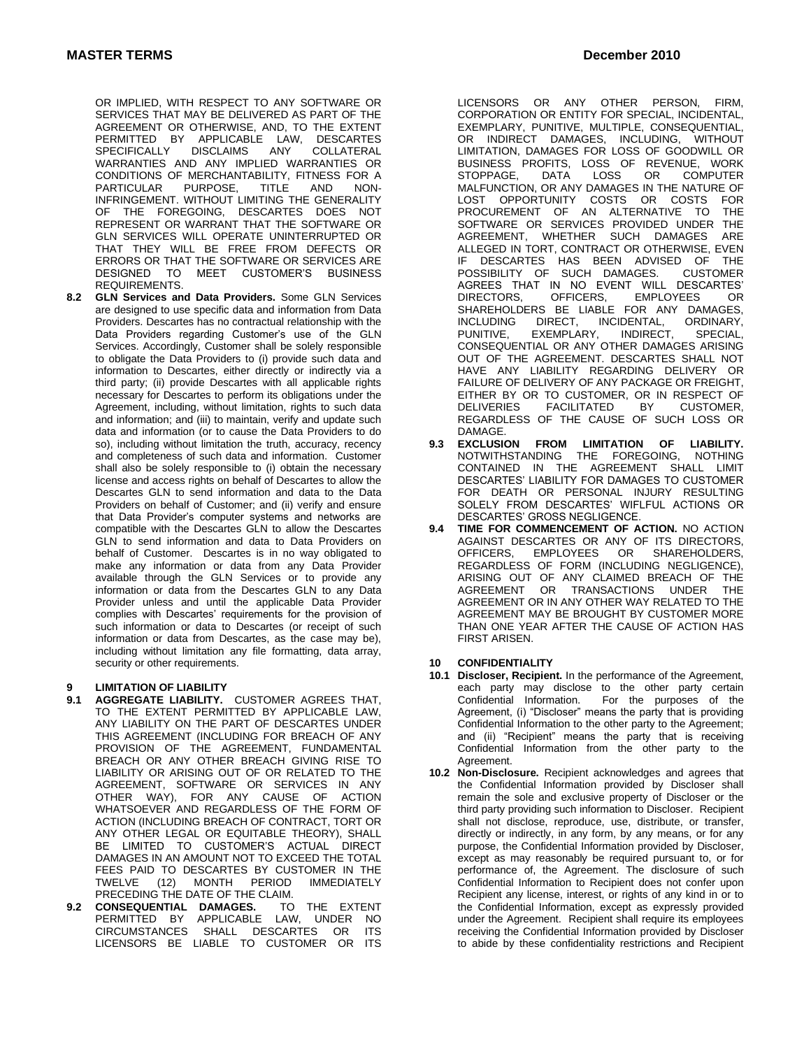OR IMPLIED, WITH RESPECT TO ANY SOFTWARE OR SERVICES THAT MAY BE DELIVERED AS PART OF THE AGREEMENT OR OTHERWISE, AND, TO THE EXTENT PERMITTED BY APPLICABLE LAW, DESCARTES SPECIFICALLY DISCLAIMS ANY COLLATERAL WARRANTIES AND ANY IMPLIED WARRANTIES OR CONDITIONS OF MERCHANTABILITY, FITNESS FOR A PARTICULAR PURPOSE, TITLE AND NON-INFRINGEMENT. WITHOUT LIMITING THE GENERALITY OF THE FOREGOING, DESCARTES DOES NOT REPRESENT OR WARRANT THAT THE SOFTWARE OR GLN SERVICES WILL OPERATE UNINTERRUPTED OR THAT THEY WILL BE FREE FROM DEFECTS OR ERRORS OR THAT THE SOFTWARE OR SERVICES ARE DESIGNED TO MEET CUSTOMER'S BUSINESS REQUIREMENTS.

**8.2 GLN Services and Data Providers.** Some GLN Services are designed to use specific data and information from Data Providers. Descartes has no contractual relationship with the Data Providers regarding Customer's use of the GLN Services. Accordingly, Customer shall be solely responsible to obligate the Data Providers to (i) provide such data and information to Descartes, either directly or indirectly via a third party; (ii) provide Descartes with all applicable rights necessary for Descartes to perform its obligations under the Agreement, including, without limitation, rights to such data and information; and (iii) to maintain, verify and update such data and information (or to cause the Data Providers to do so), including without limitation the truth, accuracy, recency and completeness of such data and information. Customer shall also be solely responsible to (i) obtain the necessary license and access rights on behalf of Descartes to allow the Descartes GLN to send information and data to the Data Providers on behalf of Customer; and (ii) verify and ensure that Data Provider's computer systems and networks are compatible with the Descartes GLN to allow the Descartes GLN to send information and data to Data Providers on behalf of Customer. Descartes is in no way obligated to make any information or data from any Data Provider available through the GLN Services or to provide any information or data from the Descartes GLN to any Data Provider unless and until the applicable Data Provider complies with Descartes' requirements for the provision of such information or data to Descartes (or receipt of such information or data from Descartes, as the case may be), including without limitation any file formatting, data array, security or other requirements.

## 9 LIMITATION OF LIABILITY

**9.1 AGGREGATE LIABILITY.** CUSTOMER AGREES THAT, TO THE EXTENT PERMITTED BY APPLICABLE LAW, ANY LIABILITY ON THE PART OF DESCARTES UNDER THIS AGREEMENT (INCLUDING FOR BREACH OF ANY PROVISION OF THE AGREEMENT, FUNDAMENTAL BREACH OR ANY OTHER BREACH GIVING RISE TO LIABILITY OR ARISING OUT OF OR RELATED TO THE AGREEMENT, SOFTWARE OR SERVICES IN ANY OTHER WAY), FOR ANY CAUSE OF ACTION WHATSOEVER AND REGARDLESS OF THE FORM OF ACTION (INCLUDING BREACH OF CONTRACT, TORT OR ANY OTHER LEGAL OR EQUITABLE THEORY), SHALL BE LIMITED TO CUSTOMER'S ACTUAL DIRECT DAMAGES IN AN AMOUNT NOT TO EXCEED THE TOTAL FEES PAID TO DESCARTES BY CUSTOMER IN THE TWELVE (12) MONTH PERIOD IMMEDIATELY PRECEDING THE DATE OF THE CLAIM.

**9.2 CONSEQUENTIAL DAMAGES.** TO THE EXTENT PERMITTED BY APPLICABLE LAW, UNDER NO CIRCUMSTANCES SHALL DESCARTES OR ITS LICENSORS BE LIABLE TO CUSTOMER OR ITS LICENSORS OR ANY OTHER PERSON, FIRM, CORPORATION OR ENTITY FOR SPECIAL, INCIDENTAL, EXEMPLARY, PUNITIVE, MULTIPLE, CONSEQUENTIAL, OR INDIRECT DAMAGES, INCLUDING, WITHOUT LIMITATION, DAMAGES FOR LOSS OF GOODWILL OR BUSINESS PROFITS, LOSS OF REVENUE, WORK STOPPAGE, DATA LOSS OR COMPUTER MALFUNCTION, OR ANY DAMAGES IN THE NATURE OF LOST OPPORTUNITY COSTS OR COSTS FOR PROCUREMENT OF AN ALTERNATIVE TO THE SOFTWARE OR SERVICES PROVIDED UNDER THE AGREEMENT, WHETHER SUCH DAMAGES ARE ALLEGED IN TORT, CONTRACT OR OTHERWISE, EVEN IF DESCARTES HAS BEEN ADVISED OF THE POSSIBILITY OF SUCH DAMAGES. CUSTOMER AGREES THAT IN NO EVENT WILL DESCARTES' DIRECTORS, OFFICERS, EMPLOYEES OR SHAREHOLDERS BE LIABLE FOR ANY DAMAGES, INCLUDING DIRECT, INCIDENTAL, ORDINARY, PUNITIVE, EXEMPLARY, INDIRECT, SPECIAL, CONSEQUENTIAL OR ANY OTHER DAMAGES ARISING OUT OF THE AGREEMENT. DESCARTES SHALL NOT HAVE ANY LIABILITY REGARDING DELIVERY OR FAILURE OF DELIVERY OF ANY PACKAGE OR FREIGHT, EITHER BY OR TO CUSTOMER, OR IN RESPECT OF DELIVERIES FACILITATED BY CUSTOMER, REGARDLESS OF THE CAUSE OF SUCH LOSS OR DAMAGE.

**9.3 EXCLUSION FROM LIMITATION OF LIABILITY.** NOTWITHSTANDING THE FOREGOING, NOTHING CONTAINED IN THE AGREEMENT SHALL LIMIT DESCARTES' LIABILITY FOR DAMAGES TO CUSTOMER FOR DEATH OR PERSONAL INJURY RESULTING SOLELY FROM DESCARTES' WIFLFUL ACTIONS OR DESCARTES' GROSS NEGLIGENCE.

**9.4 TIME FOR COMMENCEMENT OF ACTION.** NO ACTION AGAINST DESCARTES OR ANY OF ITS DIRECTORS, OFFICERS, EMPLOYEES OR SHAREHOLDERS, REGARDLESS OF FORM (INCLUDING NEGLIGENCE), ARISING OUT OF ANY CLAIMED BREACH OF THE AGREEMENT OR TRANSACTIONS UNDER THE AGREEMENT OR IN ANY OTHER WAY RELATED TO THE AGREEMENT MAY BE BROUGHT BY CUSTOMER MORE THAN ONE YEAR AFTER THE CAUSE OF ACTION HAS FIRST ARISEN.

## 10 CONFIDENTIALITY

**10.1 Discloser, Recipient.** In the performance of the Agreement, each party may disclose to the other party certain Confidential Information. For the purposes of the Agreement, (i) "Discloser" means the party that is providing Confidential Information to the other party to the Agreement; and (ii) "Recipient" means the party that is receiving Confidential Information from the other party to the Agreement.

**10.2 Non-Disclosure.** Recipient acknowledges and agrees that the Confidential Information provided by Discloser shall remain the sole and exclusive property of Discloser or the third party providing such information to Discloser. Recipient shall not disclose, reproduce, use, distribute, or transfer, directly or indirectly, in any form, by any means, or for any purpose, the Confidential Information provided by Discloser, except as may reasonably be required pursuant to, or for performance of, the Agreement. The disclosure of such Confidential Information to Recipient does not confer upon Recipient any license, interest, or rights of any kind in or to the Confidential Information, except as expressly provided under the Agreement. Recipient shall require its employees receiving the Confidential Information provided by Discloser to abide by these confidentiality restrictions and Recipient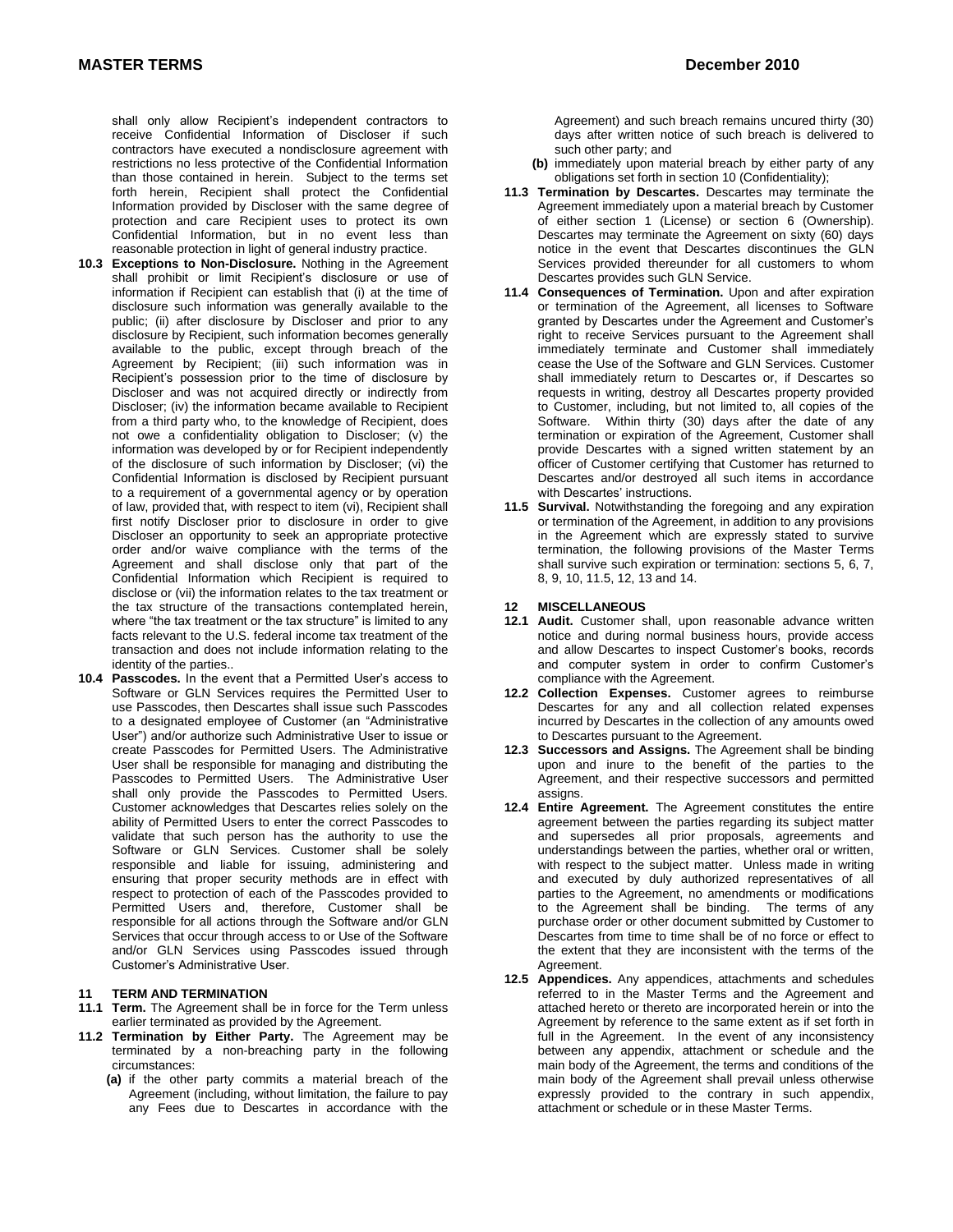shall only allow Recipient's independent contractors to receive Confidential Information of Discloser if such contractors have executed a nondisclosure agreement with restrictions no less protective of the Confidential Information than those contained in herein. Subject to the terms set forth herein, Recipient shall protect the Confidential Information provided by Discloser with the same degree of protection and care Recipient uses to protect its own Confidential Information, but in no event less than reasonable protection in light of general industry practice.

**10.3 Exceptions to Non-Disclosure.** Nothing in the Agreement shall prohibit or limit Recipient's disclosure or use of information if Recipient can establish that (i) at the time of disclosure such information was generally available to the public; (ii) after disclosure by Discloser and prior to any disclosure by Recipient, such information becomes generally available to the public, except through breach of the Agreement by Recipient; (iii) such information was in Recipient's possession prior to the time of disclosure by Discloser and was not acquired directly or indirectly from Discloser; (iv) the information became available to Recipient from a third party who, to the knowledge of Recipient, does not owe a confidentiality obligation to Discloser; (v) the information was developed by or for Recipient independently of the disclosure of such information by Discloser; (vi) the Confidential Information is disclosed by Recipient pursuant to a requirement of a governmental agency or by operation of law, provided that, with respect to item (vi), Recipient shall first notify Discloser prior to disclosure in order to give Discloser an opportunity to seek an appropriate protective order and/or waive compliance with the terms of the Agreement and shall disclose only that part of the Confidential Information which Recipient is required to disclose or (vii) the information relates to the tax treatment or the tax structure of the transactions contemplated herein, where "the tax treatment or the tax structure" is limited to any facts relevant to the U.S. federal income tax treatment of the transaction and does not include information relating to the identity of the parties..

**10.4 Passcodes.** In the event that a Permitted User's access to Software or GLN Services requires the Permitted User to use Passcodes, then Descartes shall issue such Passcodes to a designated employee of Customer (an "Administrative User") and/or authorize such Administrative User to issue or create Passcodes for Permitted Users. The Administrative User shall be responsible for managing and distributing the Passcodes to Permitted Users. The Administrative User shall only provide the Passcodes to Permitted Users. Customer acknowledges that Descartes relies solely on the ability of Permitted Users to enter the correct Passcodes to validate that such person has the authority to use the Software or GLN Services. Customer shall be solely responsible and liable for issuing, administering and ensuring that proper security methods are in effect with respect to protection of each of the Passcodes provided to Permitted Users and, therefore, Customer shall be responsible for all actions through the Software and/or GLN Services that occur through access to or Use of the Software and/or GLN Services using Passcodes issued through Customer's Administrative User.

## 11 TERM AND TERMINATION

**11.1 Term.** The Agreement shall be in force for the Term unless earlier terminated as provided by the Agreement.

**11.2 Termination by Either Party.** The Agreement may be terminated by a non-breaching party in the following circumstances:

**(a)** if the other party commits a material breach of the Agreement (including, without limitation, the failure to pay any Fees due to Descartes in accordance with the Agreement) and such breach remains uncured thirty (30) days after written notice of such breach is delivered to such other party; and

**(b)** immediately upon material breach by either party of any obligations set forth in section 10 (Confidentiality);

**11.3 Termination by Descartes.** Descartes may terminate the Agreement immediately upon a material breach by Customer of either section 1 (License) or section 6 (Ownership). Descartes may terminate the Agreement on sixty (60) days notice in the event that Descartes discontinues the GLN Services provided thereunder for all customers to whom Descartes provides such GLN Service.

**11.4 Consequences of Termination.** Upon and after expiration or termination of the Agreement, all licenses to Software granted by Descartes under the Agreement and Customer's right to receive Services pursuant to the Agreement shall immediately terminate and Customer shall immediately cease the Use of the Software and GLN Services. Customer shall immediately return to Descartes or, if Descartes so requests in writing, destroy all Descartes property provided to Customer, including, but not limited to, all copies of the Software. Within thirty (30) days after the date of any termination or expiration of the Agreement, Customer shall provide Descartes with a signed written statement by an officer of Customer certifying that Customer has returned to Descartes and/or destroyed all such items in accordance with Descartes' instructions.

**11.5 Survival.** Notwithstanding the foregoing and any expiration or termination of the Agreement, in addition to any provisions in the Agreement which are expressly stated to survive termination, the following provisions of the Master Terms shall survive such expiration or termination: sections 5, 6, 7, 8, 9, 10, 11.5, 12, 13 and 14.

## 12 MISCELLANEOUS

**12.1 Audit.** Customer shall, upon reasonable advance written notice and during normal business hours, provide access and allow Descartes to inspect Customer's books, records and computer system in order to confirm Customer's compliance with the Agreement.

**12.2 Collection Expenses.** Customer agrees to reimburse Descartes for any and all collection related expenses incurred by Descartes in the collection of any amounts owed to Descartes pursuant to the Agreement.

**12.3 Successors and Assigns.** The Agreement shall be binding upon and inure to the benefit of the parties to the Agreement, and their respective successors and permitted assigns.

**12.4 Entire Agreement.** The Agreement constitutes the entire agreement between the parties regarding its subject matter and supersedes all prior proposals, agreements and understandings between the parties, whether oral or written, with respect to the subject matter. Unless made in writing and executed by duly authorized representatives of all parties to the Agreement, no amendments or modifications to the Agreement shall be binding. The terms of any purchase order or other document submitted by Customer to Descartes from time to time shall be of no force or effect to the extent that they are inconsistent with the terms of the Agreement.

**12.5 Appendices.** Any appendices, attachments and schedules referred to in the Master Terms and the Agreement and attached hereto or thereto are incorporated herein or into the Agreement by reference to the same extent as if set forth in full in the Agreement. In the event of any inconsistency between any appendix, attachment or schedule and the main body of the Agreement, the terms and conditions of the main body of the Agreement shall prevail unless otherwise expressly provided to the contrary in such appendix, attachment or schedule or in these Master Terms.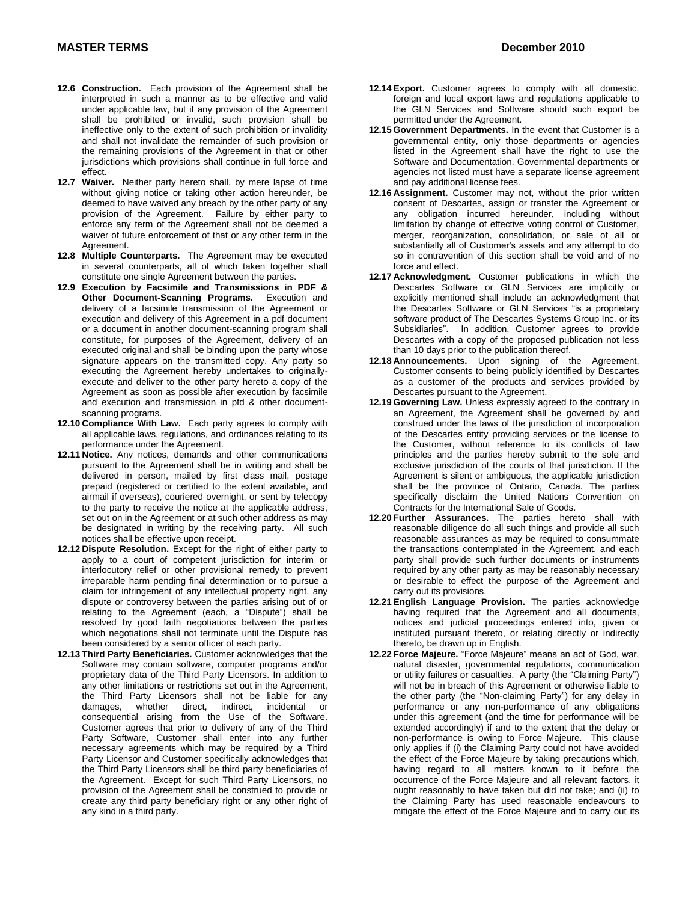**12.6 Construction.** Each provision of the Agreement shall be interpreted in such a manner as to be effective and valid under applicable law, but if any provision of the Agreement shall be prohibited or invalid, such provision shall be ineffective only to the extent of such prohibition or invalidity and shall not invalidate the remainder of such provision or the remaining provisions of the Agreement in that or other jurisdictions which provisions shall continue in full force and effect.

**12.7 Waiver.** Neither party hereto shall, by mere lapse of time without giving notice or taking other action hereunder, be deemed to have waived any breach by the other party of any provision of the Agreement. Failure by either party to enforce any term of the Agreement shall not be deemed a waiver of future enforcement of that or any other term in the Agreement.

**12.8 Multiple Counterparts.** The Agreement may be executed in several counterparts, all of which taken together shall constitute one single Agreement between the parties.

**12.9 Execution by Facsimile and Transmissions in PDF & Other Document-Scanning Programs.** Execution and delivery of a facsimile transmission of the Agreement or execution and delivery of this Agreement in a pdf document or a document in another document-scanning program shall constitute, for purposes of the Agreement, delivery of an executed original and shall be binding upon the party whose signature appears on the transmitted copy. Any party so executing the Agreement hereby undertakes to originally-execute and deliver to the other party hereto a copy of the Agreement as soon as possible after execution by facsimile and execution and transmission in pfd & other document-scanning programs.

**12.10 Compliance With Law.** Each party agrees to comply with all applicable laws, regulations, and ordinances relating to its performance under the Agreement.

**12.11 Notice.** Any notices, demands and other communications pursuant to the Agreement shall be in writing and shall be delivered in person, mailed by first class mail, postage prepaid (registered or certified to the extent available, and airmail if overseas), couriered overnight, or sent by telecopy to the party to receive the notice at the applicable address, set out on in the Agreement or at such other address as may be designated in writing by the receiving party. All such notices shall be effective upon receipt.

**12.12 Dispute Resolution.** Except for the right of either party to apply to a court of competent jurisdiction for interim or interlocutory relief or other provisional remedy to prevent irreparable harm pending final determination or to pursue a claim for infringement of any intellectual property right, any dispute or controversy between the parties arising out of or relating to the Agreement (each, a "Dispute") shall be resolved by good faith negotiations between the parties which negotiations shall not terminate until the Dispute has been considered by a senior officer of each party.

**12.13 Third Party Beneficiaries.** Customer acknowledges that the Software may contain software, computer programs and/or proprietary data of the Third Party Licensors. In addition to any other limitations or restrictions set out in the Agreement, the Third Party Licensors shall not be liable for any damages, whether direct, indirect, incidental or consequential arising from the Use of the Software. Customer agrees that prior to delivery of any of the Third Party Software, Customer shall enter into any further necessary agreements which may be required by a Third Party Licensor and Customer specifically acknowledges that the Third Party Licensors shall be third party beneficiaries of the Agreement. Except for such Third Party Licensors, no provision of the Agreement shall be construed to provide or create any third party beneficiary right or any other right of any kind in a third party.

**12.14 Export.** Customer agrees to comply with all domestic, foreign and local export laws and regulations applicable to the GLN Services and Software should such export be permitted under the Agreement.

**12.15 Government Departments.** In the event that Customer is a governmental entity, only those departments or agencies listed in the Agreement shall have the right to use the Software and Documentation. Governmental departments or agencies not listed must have a separate license agreement and pay additional license fees.

**12.16 Assignment.** Customer may not, without the prior written consent of Descartes, assign or transfer the Agreement or any obligation incurred hereunder, including without limitation by change of effective voting control of Customer, merger, reorganization, consolidation, or sale of all or substantially all of Customer's assets and any attempt to do so in contravention of this section shall be void and of no force and effect.

**12.17 Acknowledgment.** Customer publications in which the Descartes Software or GLN Services are implicitly or explicitly mentioned shall include an acknowledgment that the Descartes Software or GLN Services "is a proprietary software product of The Descartes Systems Group Inc. or its Subsidiaries". In addition, Customer agrees to provide Descartes with a copy of the proposed publication not less than 10 days prior to the publication thereof.

**12.18 Announcements.** Upon signing of the Agreement, Customer consents to being publicly identified by Descartes as a customer of the products and services provided by Descartes pursuant to the Agreement.

**12.19 Governing Law.** Unless expressly agreed to the contrary in an Agreement, the Agreement shall be governed by and construed under the laws of the jurisdiction of incorporation of the Descartes entity providing services or the license to the Customer, without reference to its conflicts of law principles and the parties hereby submit to the sole and exclusive jurisdiction of the courts of that jurisdiction. If the Agreement is silent or ambiguous, the applicable jurisdiction shall be the province of Ontario, Canada. The parties specifically disclaim the United Nations Convention on Contracts for the International Sale of Goods.

**12.20 Further Assurances.** The parties hereto shall with reasonable diligence do all such things and provide all such reasonable assurances as may be required to consummate the transactions contemplated in the Agreement, and each party shall provide such further documents or instruments required by any other party as may be reasonably necessary or desirable to effect the purpose of the Agreement and carry out its provisions.

**12.21 English Language Provision.** The parties acknowledge having required that the Agreement and all documents, notices and judicial proceedings entered into, given or instituted pursuant thereto, or relating directly or indirectly thereto, be drawn up in English.

**12.22 Force Majeure.** "Force Majeure" means an act of God, war, natural disaster, governmental regulations, communication or utility failures or casualties. A party (the "Claiming Party") will not be in breach of this Agreement or otherwise liable to the other party (the "Non-claiming Party") for any delay in performance or any non-performance of any obligations under this agreement (and the time for performance will be extended accordingly) if and to the extent that the delay or non-performance is owing to Force Majeure. This clause only applies if (i) the Claiming Party could not have avoided the effect of the Force Majeure by taking precautions which, having regard to all matters known to it before the occurrence of the Force Majeure and all relevant factors, it ought reasonably to have taken but did not take; and (ii) to the Claiming Party has used reasonable endeavours to mitigate the effect of the Force Majeure and to carry out its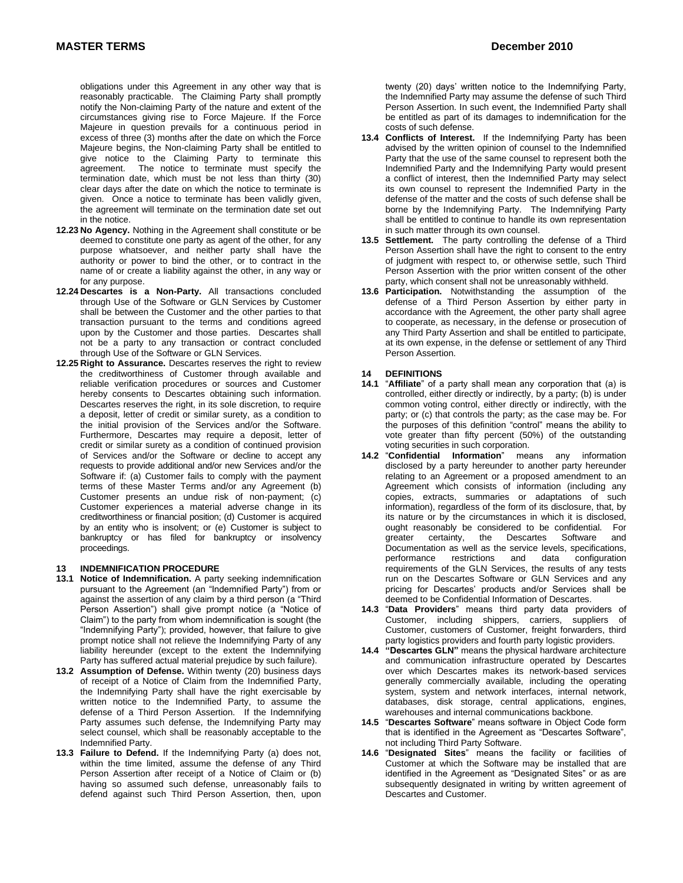obligations under this Agreement in any other way that is reasonably practicable. The Claiming Party shall promptly notify the Non-claiming Party of the nature and extent of the circumstances giving rise to Force Majeure. If the Force Majeure in question prevails for a continuous period in excess of three (3) months after the date on which the Force Majeure begins, the Non-claiming Party shall be entitled to give notice to the Claiming Party to terminate this agreement. The notice to terminate must specify the termination date, which must be not less than thirty (30) clear days after the date on which the notice to terminate is given. Once a notice to terminate has been validly given, the agreement will terminate on the termination date set out in the notice.

**12.23 No Agency.** Nothing in the Agreement shall constitute or be deemed to constitute one party as agent of the other, for any purpose whatsoever, and neither party shall have the authority or power to bind the other, or to contract in the name of or create a liability against the other, in any way or for any purpose.

**12.24 Descartes is a Non-Party.** All transactions concluded through Use of the Software or GLN Services by Customer shall be between the Customer and the other parties to that transaction pursuant to the terms and conditions agreed upon by the Customer and those parties. Descartes shall not be a party to any transaction or contract concluded through Use of the Software or GLN Services.

**12.25 Right to Assurance.** Descartes reserves the right to review the creditworthiness of Customer through available and reliable verification procedures or sources and Customer hereby consents to Descartes obtaining such information. Descartes reserves the right, in its sole discretion, to require a deposit, letter of credit or similar surety, as a condition to the initial provision of the Services and/or the Software. Furthermore, Descartes may require a deposit, letter of credit or similar surety as a condition of continued provision of Services and/or the Software or decline to accept any requests to provide additional and/or new Services and/or the Software if: (a) Customer fails to comply with the payment terms of these Master Terms and/or any Agreement (b) Customer presents an undue risk of non-payment; (c) Customer experiences a material adverse change in its creditworthiness or financial position; (d) Customer is acquired by an entity who is insolvent; or (e) Customer is subject to bankruptcy or has filed for bankruptcy or insolvency proceedings.

## 13 INDEMNIFICATION PROCEDURE

**13.1 Notice of Indemnification.** A party seeking indemnification pursuant to the Agreement (an "Indemnified Party") from or against the assertion of any claim by a third person (a "Third Person Assertion") shall give prompt notice (a "Notice of Claim") to the party from whom indemnification is sought (the "Indemnifying Party"); provided, however, that failure to give prompt notice shall not relieve the Indemnifying Party of any liability hereunder (except to the extent the Indemnifying Party has suffered actual material prejudice by such failure).

**13.2 Assumption of Defense.** Within twenty (20) business days of receipt of a Notice of Claim from the Indemnified Party, the Indemnifying Party shall have the right exercisable by written notice to the Indemnified Party, to assume the defense of a Third Person Assertion. If the Indemnifying Party assumes such defense, the Indemnifying Party may select counsel, which shall be reasonably acceptable to the Indemnified Party.

**13.3 Failure to Defend.** If the Indemnifying Party (a) does not, within the time limited, assume the defense of any Third Person Assertion after receipt of a Notice of Claim or (b) having so assumed such defense, unreasonably fails to defend against such Third Person Assertion, then, upon twenty (20) days' written notice to the Indemnifying Party, the Indemnified Party may assume the defense of such Third Person Assertion. In such event, the Indemnified Party shall be entitled as part of its damages to indemnification for the costs of such defense.

**13.4 Conflicts of Interest.** If the Indemnifying Party has been advised by the written opinion of counsel to the Indemnified Party that the use of the same counsel to represent both the Indemnified Party and the Indemnifying Party would present a conflict of interest, then the Indemnified Party may select its own counsel to represent the Indemnified Party in the defense of the matter and the costs of such defense shall be borne by the Indemnifying Party. The Indemnifying Party shall be entitled to continue to handle its own representation in such matter through its own counsel.

**13.5 Settlement.** The party controlling the defense of a Third Person Assertion shall have the right to consent to the entry of judgment with respect to, or otherwise settle, such Third Person Assertion with the prior written consent of the other party, which consent shall not be unreasonably withheld.

**13.6 Participation.** Notwithstanding the assumption of the defense of a Third Person Assertion by either party in accordance with the Agreement, the other party shall agree to cooperate, as necessary, in the defense or prosecution of any Third Party Assertion and shall be entitled to participate, at its own expense, in the defense or settlement of any Third Person Assertion.

## 14 DEFINITIONS

**14.1** "**Affiliate**" of a party shall mean any corporation that (a) is controlled, either directly or indirectly, by a party; (b) is under common voting control, either directly or indirectly, with the party; or (c) that controls the party; as the case may be. For the purposes of this definition "control" means the ability to vote greater than fifty percent (50%) of the outstanding voting securities in such corporation.

**14.2** "**Confidential Information**" means any information disclosed by a party hereunder to another party hereunder relating to an Agreement or a proposed amendment to an Agreement which consists of information (including any copies, extracts, summaries or adaptations of such information), regardless of the form of its disclosure, that, by its nature or by the circumstances in which it is disclosed, ought reasonably be considered to be confidential. For greater certainty, the Descartes Software and Documentation as well as the service levels, specifications, performance restrictions and data configuration requirements of the GLN Services, the results of any tests run on the Descartes Software or GLN Services and any pricing for Descartes' products and/or Services shall be deemed to be Confidential Information of Descartes.

**14.3** "**Data Providers**" means third party data providers of Customer, including shippers, carriers, suppliers of Customer, customers of Customer, freight forwarders, third party logistics providers and fourth party logistic providers.

**14.4** **"Descartes GLN"** means the physical hardware architecture and communication infrastructure operated by Descartes over which Descartes makes its network-based services generally commercially available, including the operating system, system and network interfaces, internal network, databases, disk storage, central applications, engines, warehouses and internal communications backbone.

**14.5** "**Descartes Software**" means software in Object Code form that is identified in the Agreement as "Descartes Software", not including Third Party Software.

**14.6** "**Designated Sites**" means the facility or facilities of Customer at which the Software may be installed that are identified in the Agreement as "Designated Sites" or as are subsequently designated in writing by written agreement of Descartes and Customer.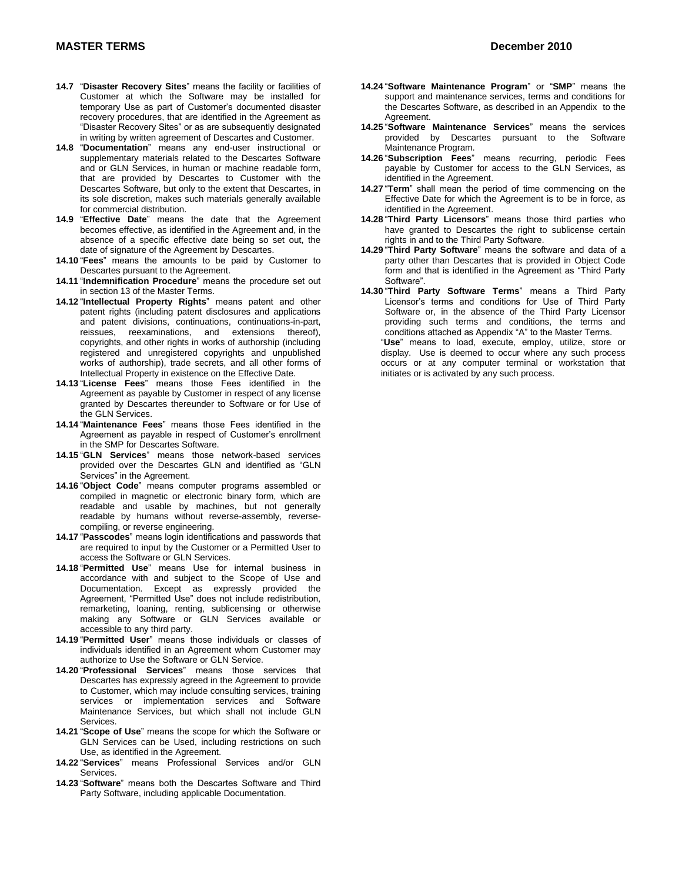**14.7** "**Disaster Recovery Sites**" means the facility or facilities of Customer at which the Software may be installed for temporary Use as part of Customer's documented disaster recovery procedures, that are identified in the Agreement as "Disaster Recovery Sites" or as are subsequently designated in writing by written agreement of Descartes and Customer.

**14.8** "**Documentation**" means any end-user instructional or supplementary materials related to the Descartes Software and or GLN Services, in human or machine readable form, that are provided by Descartes to Customer with the Descartes Software, but only to the extent that Descartes, in its sole discretion, makes such materials generally available for commercial distribution.

**14.9** "**Effective Date**" means the date that the Agreement becomes effective, as identified in the Agreement and, in the absence of a specific effective date being so set out, the date of signature of the Agreement by Descartes.

**14.10** "**Fees**" means the amounts to be paid by Customer to Descartes pursuant to the Agreement.

**14.11** "**Indemnification Procedure**" means the procedure set out in section 13 of the Master Terms.

**14.12** "**Intellectual Property Rights**" means patent and other patent rights (including patent disclosures and applications and patent divisions, continuations, continuations-in-part, reissues, reexaminations, and extensions thereof), copyrights, and other rights in works of authorship (including registered and unregistered copyrights and unpublished works of authorship), trade secrets, and all other forms of Intellectual Property in existence on the Effective Date.

**14.13** "**License Fees**" means those Fees identified in the Agreement as payable by Customer in respect of any license granted by Descartes thereunder to Software or for Use of the GLN Services.

**14.14** "**Maintenance Fees**" means those Fees identified in the Agreement as payable in respect of Customer's enrollment in the SMP for Descartes Software.

**14.15** "**GLN Services**" means those network-based services provided over the Descartes GLN and identified as "GLN Services" in the Agreement.

**14.16** "**Object Code**" means computer programs assembled or compiled in magnetic or electronic binary form, which are readable and usable by machines, but not generally readable by humans without reverse-assembly, reverse-compiling, or reverse engineering.

**14.17** "**Passcodes**" means login identifications and passwords that are required to input by the Customer or a Permitted User to access the Software or GLN Services.

**14.18** "**Permitted Use**" means Use for internal business in accordance with and subject to the Scope of Use and Documentation. Except as expressly provided the Agreement, "Permitted Use" does not include redistribution, remarketing, loaning, renting, sublicensing or otherwise making any Software or GLN Services available or accessible to any third party.

**14.19** "**Permitted User**" means those individuals or classes of individuals identified in an Agreement whom Customer may authorize to Use the Software or GLN Service.

**14.20** "**Professional Services**" means those services that Descartes has expressly agreed in the Agreement to provide to Customer, which may include consulting services, training services or implementation services and Software Maintenance Services, but which shall not include GLN Services.

**14.21** "**Scope of Use**" means the scope for which the Software or GLN Services can be Used, including restrictions on such Use, as identified in the Agreement.

**14.22** "**Services**" means Professional Services and/or GLN Services.

**14.23** "**Software**" means both the Descartes Software and Third Party Software, including applicable Documentation.

**14.24** "**Software Maintenance Program**" or "**SMP**" means the support and maintenance services, terms and conditions for the Descartes Software, as described in an Appendix to the Agreement.

**14.25** "**Software Maintenance Services**" means the services provided by Descartes pursuant to the Software Maintenance Program.

**14.26** "**Subscription Fees**" means recurring, periodic Fees payable by Customer for access to the GLN Services, as identified in the Agreement.

**14.27** "**Term**" shall mean the period of time commencing on the Effective Date for which the Agreement is to be in force, as identified in the Agreement.

**14.28** "**Third Party Licensors**" means those third parties who have granted to Descartes the right to sublicense certain rights in and to the Third Party Software.

**14.29** "**Third Party Software**" means the software and data of a party other than Descartes that is provided in Object Code form and that is identified in the Agreement as "Third Party Software".

**14.30** "**Third Party Software Terms**" means a Third Party Licensor's terms and conditions for Use of Third Party Software or, in the absence of the Third Party Licensor providing such terms and conditions, the terms and conditions attached as Appendix "A" to the Master Terms.

"**Use**" means to load, execute, employ, utilize, store or display. Use is deemed to occur where any such process occurs or at any computer terminal or workstation that initiates or is activated by any such process.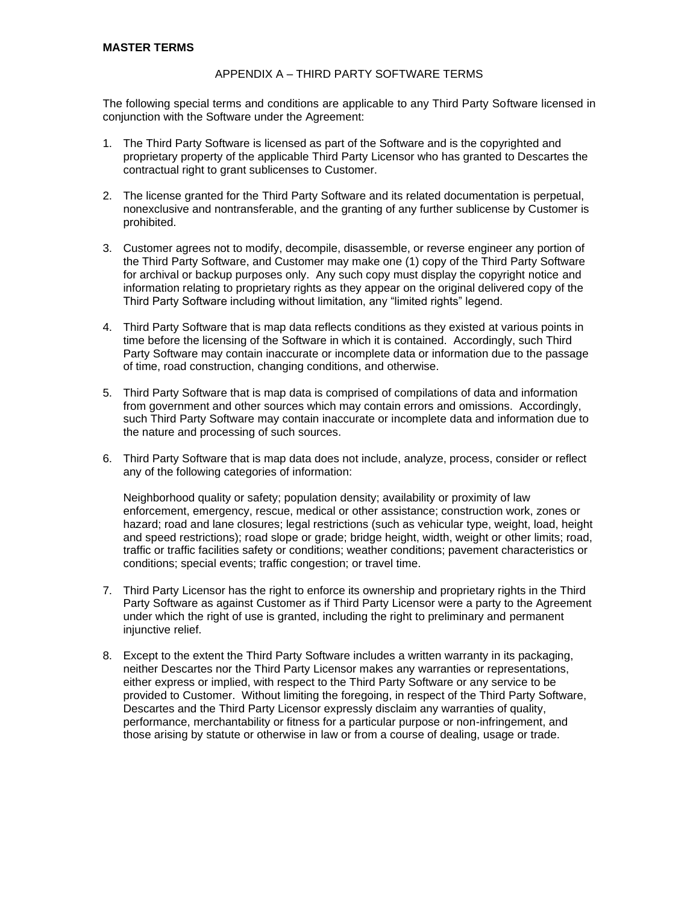**MASTER TERMS**

APPENDIX A – THIRD PARTY SOFTWARE TERMS

The following special terms and conditions are applicable to any Third Party Software licensed in conjunction with the Software under the Agreement:

1. The Third Party Software is licensed as part of the Software and is the copyrighted and proprietary property of the applicable Third Party Licensor who has granted to Descartes the contractual right to grant sublicenses to Customer.

2. The license granted for the Third Party Software and its related documentation is perpetual, nonexclusive and nontransferable, and the granting of any further sublicense by Customer is prohibited.

3. Customer agrees not to modify, decompile, disassemble, or reverse engineer any portion of the Third Party Software, and Customer may make one (1) copy of the Third Party Software for archival or backup purposes only. Any such copy must display the copyright notice and information relating to proprietary rights as they appear on the original delivered copy of the Third Party Software including without limitation, any "limited rights" legend.

4. Third Party Software that is map data reflects conditions as they existed at various points in time before the licensing of the Software in which it is contained. Accordingly, such Third Party Software may contain inaccurate or incomplete data or information due to the passage of time, road construction, changing conditions, and otherwise.

5. Third Party Software that is map data is comprised of compilations of data and information from government and other sources which may contain errors and omissions. Accordingly, such Third Party Software may contain inaccurate or incomplete data and information due to the nature and processing of such sources.

6. Third Party Software that is map data does not include, analyze, process, consider or reflect any of the following categories of information:

   Neighborhood quality or safety; population density; availability or proximity of law enforcement, emergency, rescue, medical or other assistance; construction work, zones or hazard; road and lane closures; legal restrictions (such as vehicular type, weight, load, height and speed restrictions); road slope or grade; bridge height, width, weight or other limits; road, traffic or traffic facilities safety or conditions; weather conditions; pavement characteristics or conditions; special events; traffic congestion; or travel time.

7. Third Party Licensor has the right to enforce its ownership and proprietary rights in the Third Party Software as against Customer as if Third Party Licensor were a party to the Agreement under which the right of use is granted, including the right to preliminary and permanent injunctive relief.

8. Except to the extent the Third Party Software includes a written warranty in its packaging, neither Descartes nor the Third Party Licensor makes any warranties or representations, either express or implied, with respect to the Third Party Software or any service to be provided to Customer. Without limiting the foregoing, in respect of the Third Party Software, Descartes and the Third Party Licensor expressly disclaim any warranties of quality, performance, merchantability or fitness for a particular purpose or non-infringement, and those arising by statute or otherwise in law or from a course of dealing, usage or trade.